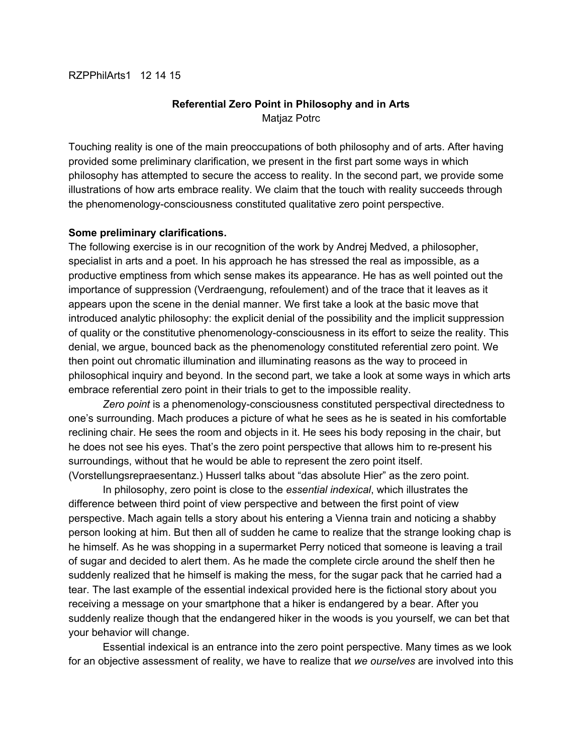RZPPhilArts1 12 14 15

# Referential Zero Point in Philosophy and in Arts

Matjaz Potrc

Touching reality is one of the main preoccupations of both philosophy and of arts. After having provided some preliminary clarification, we present in the first part some ways in which philosophy has attempted to secure the access to reality. In the second part, we provide some illustrations of how arts embrace reality. We claim that the touch with reality succeeds through the phenomenology-consciousness constituted qualitative zero point perspective.

**Some preliminary clarifications.**

The following exercise is in our recognition of the work by Andrej Medved, a philosopher, specialist in arts and a poet. In his approach he has stressed the real as impossible, as a productive emptiness from which sense makes its appearance. He has as well pointed out the importance of suppression (Verdraengung, refoulement) and of the trace that it leaves as it appears upon the scene in the denial manner. We first take a look at the basic move that introduced analytic philosophy: the explicit denial of the possibility and the implicit suppression of quality or the constitutive phenomenology-consciousness in its effort to seize the reality. This denial, we argue, bounced back as the phenomenology constituted referential zero point. We then point out chromatic illumination and illuminating reasons as the way to proceed in philosophical inquiry and beyond. In the second part, we take a look at some ways in which arts embrace referential zero point in their trials to get to the impossible reality.

*Zero point* is a phenomenology-consciousness constituted perspectival directedness to one's surrounding. Mach produces a picture of what he sees as he is seated in his comfortable reclining chair. He sees the room and objects in it. He sees his body reposing in the chair, but he does not see his eyes. That's the zero point perspective that allows him to re-present his surroundings, without that he would be able to represent the zero point itself. (Vorstellungsrepraesentanz.) Husserl talks about "das absolute Hier" as the zero point.

In philosophy, zero point is close to the *essential indexical*, which illustrates the difference between third point of view perspective and between the first point of view perspective. Mach again tells a story about his entering a Vienna train and noticing a shabby person looking at him. But then all of sudden he came to realize that the strange looking chap is he himself. As he was shopping in a supermarket Perry noticed that someone is leaving a trail of sugar and decided to alert them. As he made the complete circle around the shelf then he suddenly realized that he himself is making the mess, for the sugar pack that he carried had a tear. The last example of the essential indexical provided here is the fictional story about you receiving a message on your smartphone that a hiker is endangered by a bear. After you suddenly realize though that the endangered hiker in the woods is you yourself, we can bet that your behavior will change.

Essential indexical is an entrance into the zero point perspective. Many times as we look for an objective assessment of reality, we have to realize that *we ourselves* are involved into this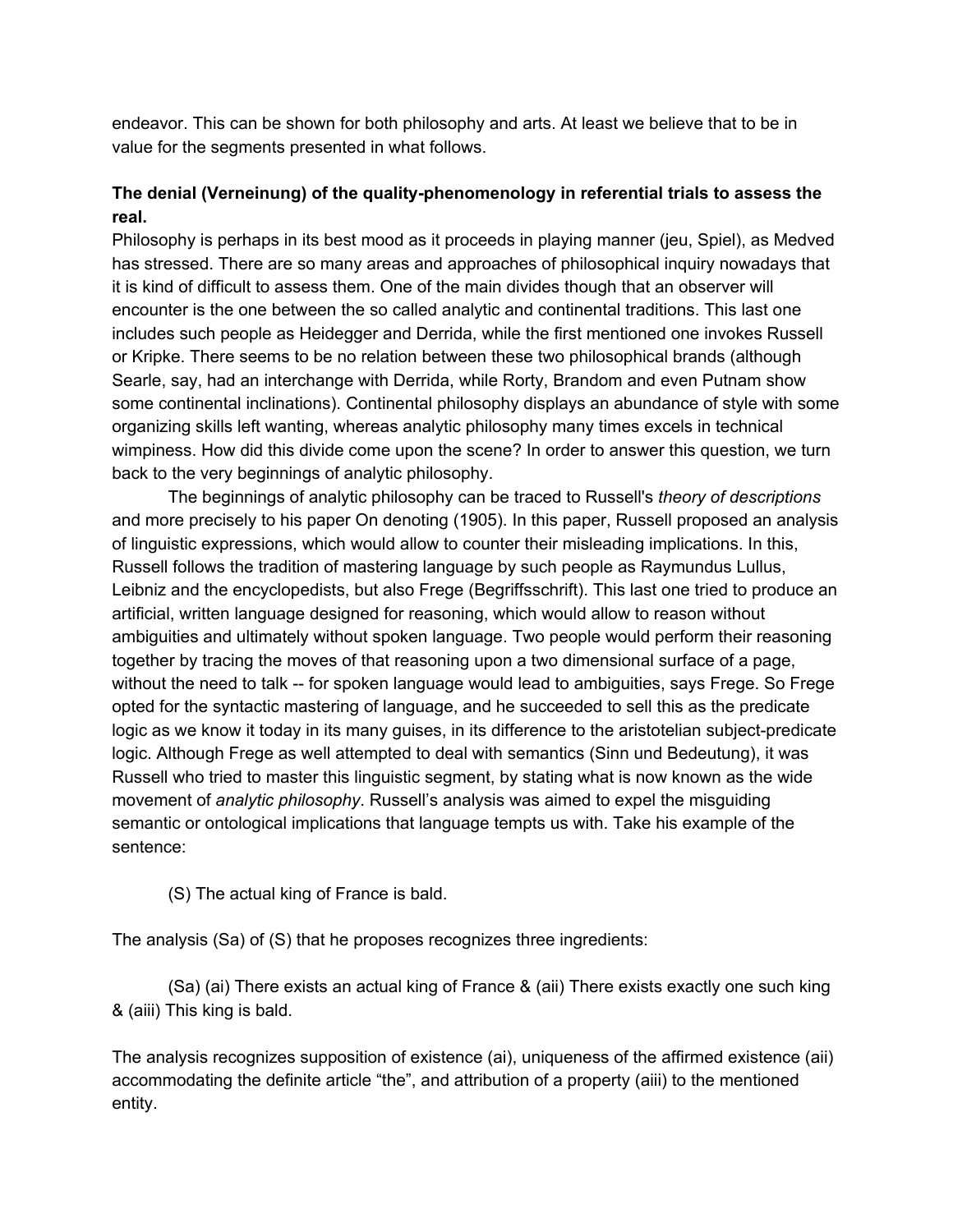endeavor. This can be shown for both philosophy and arts. At least we believe that to be in value for the segments presented in what follows.

**The denial (Verneinung) of the quality-phenomenology in referential trials to assess the real.**

Philosophy is perhaps in its best mood as it proceeds in playing manner (jeu, Spiel), as Medved has stressed. There are so many areas and approaches of philosophical inquiry nowadays that it is kind of difficult to assess them. One of the main divides though that an observer will encounter is the one between the so called analytic and continental traditions. This last one includes such people as Heidegger and Derrida, while the first mentioned one invokes Russell or Kripke. There seems to be no relation between these two philosophical brands (although Searle, say, had an interchange with Derrida, while Rorty, Brandom and even Putnam show some continental inclinations). Continental philosophy displays an abundance of style with some organizing skills left wanting, whereas analytic philosophy many times excels in technical wimpiness. How did this divide come upon the scene? In order to answer this question, we turn back to the very beginnings of analytic philosophy.

The beginnings of analytic philosophy can be traced to Russell's *theory of descriptions* and more precisely to his paper On denoting (1905). In this paper, Russell proposed an analysis of linguistic expressions, which would allow to counter their misleading implications. In this, Russell follows the tradition of mastering language by such people as Raymundus Lullus, Leibniz and the encyclopedists, but also Frege (Begriffsschrift). This last one tried to produce an artificial, written language designed for reasoning, which would allow to reason without ambiguities and ultimately without spoken language. Two people would perform their reasoning together by tracing the moves of that reasoning upon a two dimensional surface of a page, without the need to talk -- for spoken language would lead to ambiguities, says Frege. So Frege opted for the syntactic mastering of language, and he succeeded to sell this as the predicate logic as we know it today in its many guises, in its difference to the aristotelian subject-predicate logic. Although Frege as well attempted to deal with semantics (Sinn und Bedeutung), it was Russell who tried to master this linguistic segment, by stating what is now known as the wide movement of *analytic philosophy*. Russell's analysis was aimed to expel the misguiding semantic or ontological implications that language tempts us with. Take his example of the sentence:

(S) The actual king of France is bald.

The analysis (Sa) of (S) that he proposes recognizes three ingredients:

(Sa) (ai) There exists an actual king of France & (aii) There exists exactly one such king & (aiii) This king is bald.

The analysis recognizes supposition of existence (ai), uniqueness of the affirmed existence (aii) accommodating the definite article "the", and attribution of a property (aiii) to the mentioned entity.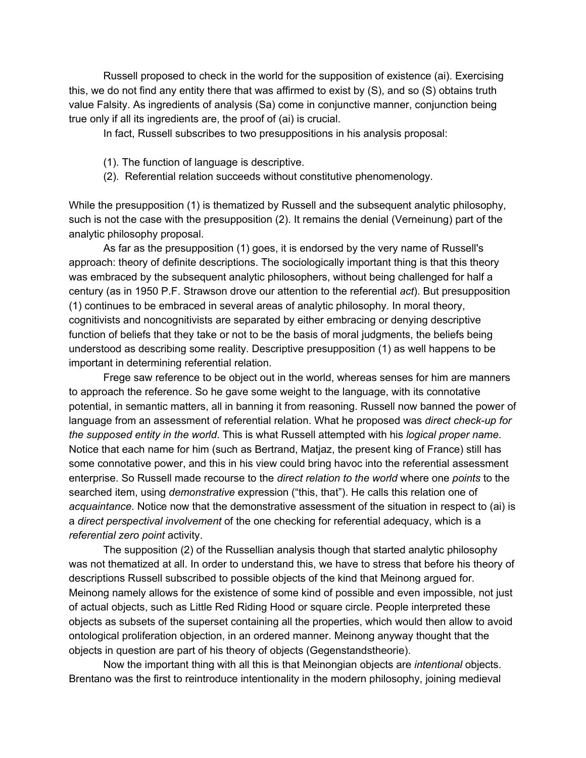Russell proposed to check in the world for the supposition of existence (ai). Exercising this, we do not find any entity there that was affirmed to exist by (S), and so (S) obtains truth value Falsity. As ingredients of analysis (Sa) come in conjunctive manner, conjunction being true only if all its ingredients are, the proof of (ai) is crucial.

In fact, Russell subscribes to two presuppositions in his analysis proposal:

(1). The function of language is descriptive.

(2). Referential relation succeeds without constitutive phenomenology.

While the presupposition (1) is thematized by Russell and the subsequent analytic philosophy, such is not the case with the presupposition (2). It remains the denial (Verneinung) part of the analytic philosophy proposal.

As far as the presupposition (1) goes, it is endorsed by the very name of Russell's approach: theory of definite descriptions. The sociologically important thing is that this theory was embraced by the subsequent analytic philosophers, without being challenged for half a century (as in 1950 P.F. Strawson drove our attention to the referential *act*). But presupposition (1) continues to be embraced in several areas of analytic philosophy. In moral theory, cognitivists and noncognitivists are separated by either embracing or denying descriptive function of beliefs that they take or not to be the basis of moral judgments, the beliefs being understood as describing some reality. Descriptive presupposition (1) as well happens to be important in determining referential relation.

Frege saw reference to be object out in the world, whereas senses for him are manners to approach the reference. So he gave some weight to the language, with its connotative potential, in semantic matters, all in banning it from reasoning. Russell now banned the power of language from an assessment of referential relation. What he proposed was *direct check-up for the supposed entity in the world*. This is what Russell attempted with his *logical proper name*. Notice that each name for him (such as Bertrand, Matjaz, the present king of France) still has some connotative power, and this in his view could bring havoc into the referential assessment enterprise. So Russell made recourse to the *direct relation to the world* where one *points* to the searched item, using *demonstrative* expression ("this, that"). He calls this relation one of *acquaintance*. Notice now that the demonstrative assessment of the situation in respect to (ai) is a *direct perspectival involvement* of the one checking for referential adequacy, which is a *referential zero point* activity.

The supposition (2) of the Russellian analysis though that started analytic philosophy was not thematized at all. In order to understand this, we have to stress that before his theory of descriptions Russell subscribed to possible objects of the kind that Meinong argued for. Meinong namely allows for the existence of some kind of possible and even impossible, not just of actual objects, such as Little Red Riding Hood or square circle. People interpreted these objects as subsets of the superset containing all the properties, which would then allow to avoid ontological proliferation objection, in an ordered manner. Meinong anyway thought that the objects in question are part of his theory of objects (Gegenstandstheorie).

Now the important thing with all this is that Meinongian objects are *intentional* objects. Brentano was the first to reintroduce intentionality in the modern philosophy, joining medieval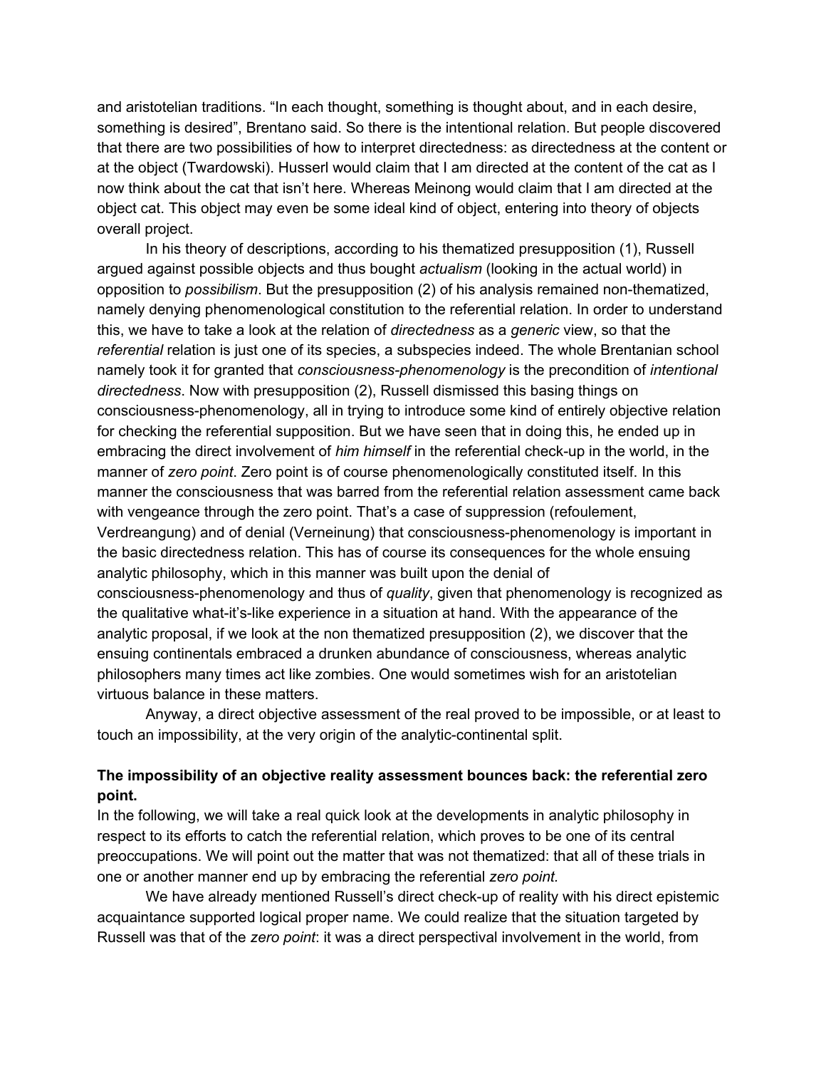and aristotelian traditions. “In each thought, something is thought about, and in each desire, something is desired”, Brentano said. So there is the intentional relation. But people discovered that there are two possibilities of how to interpret directedness: as directedness at the content or at the object (Twardowski). Husserl would claim that I am directed at the content of the cat as I now think about the cat that isn’t here. Whereas Meinong would claim that I am directed at the object cat. This object may even be some ideal kind of object, entering into theory of objects overall project.

In his theory of descriptions, according to his thematized presupposition (1), Russell argued against possible objects and thus bought *actualism* (looking in the actual world) in opposition to *possibilism*. But the presupposition (2) of his analysis remained non-thematized, namely denying phenomenological constitution to the referential relation. In order to understand this, we have to take a look at the relation of *directedness* as a *generic* view, so that the *referential* relation is just one of its species, a subspecies indeed. The whole Brentanian school namely took it for granted that *consciousness-phenomenology* is the precondition of *intentional directedness*. Now with presupposition (2), Russell dismissed this basing things on consciousness-phenomenology, all in trying to introduce some kind of entirely objective relation for checking the referential supposition. But we have seen that in doing this, he ended up in embracing the direct involvement of *him himself* in the referential check-up in the world, in the manner of *zero point*. Zero point is of course phenomenologically constituted itself. In this manner the consciousness that was barred from the referential relation assessment came back with vengeance through the zero point. That’s a case of suppression (refoulement, Verdreangung) and of denial (Verneinung) that consciousness-phenomenology is important in the basic directedness relation. This has of course its consequences for the whole ensuing analytic philosophy, which in this manner was built upon the denial of consciousness-phenomenology and thus of *quality*, given that phenomenology is recognized as the qualitative what-it’s-like experience in a situation at hand. With the appearance of the analytic proposal, if we look at the non thematized presupposition (2), we discover that the ensuing continentals embraced a drunken abundance of consciousness, whereas analytic philosophers many times act like zombies. One would sometimes wish for an aristotelian virtuous balance in these matters.

Anyway, a direct objective assessment of the real proved to be impossible, or at least to touch an impossibility, at the very origin of the analytic-continental split.

### The impossibility of an objective reality assessment bounces back: the referential zero point.

In the following, we will take a real quick look at the developments in analytic philosophy in respect to its efforts to catch the referential relation, which proves to be one of its central preoccupations. We will point out the matter that was not thematized: that all of these trials in one or another manner end up by embracing the referential *zero point.*

We have already mentioned Russell’s direct check-up of reality with his direct epistemic acquaintance supported logical proper name. We could realize that the situation targeted by Russell was that of the *zero point*: it was a direct perspectival involvement in the world, from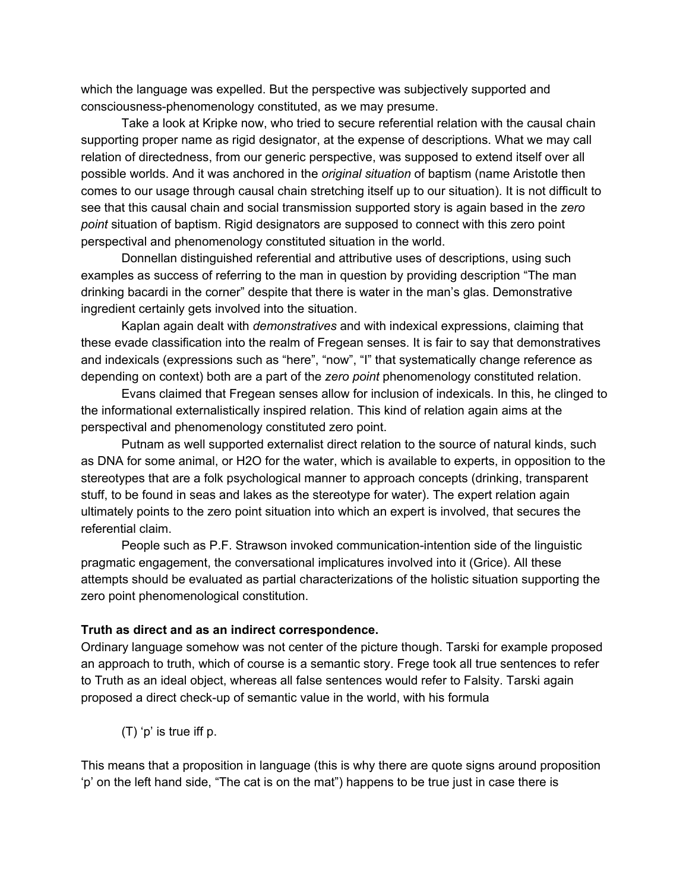which the language was expelled. But the perspective was subjectively supported and consciousness-phenomenology constituted, as we may presume.

Take a look at Kripke now, who tried to secure referential relation with the causal chain supporting proper name as rigid designator, at the expense of descriptions. What we may call relation of directedness, from our generic perspective, was supposed to extend itself over all possible worlds. And it was anchored in the *original situation* of baptism (name Aristotle then comes to our usage through causal chain stretching itself up to our situation). It is not difficult to see that this causal chain and social transmission supported story is again based in the *zero point* situation of baptism. Rigid designators are supposed to connect with this zero point perspectival and phenomenology constituted situation in the world.

Donnellan distinguished referential and attributive uses of descriptions, using such examples as success of referring to the man in question by providing description "The man drinking bacardi in the corner" despite that there is water in the man's glas. Demonstrative ingredient certainly gets involved into the situation.

Kaplan again dealt with *demonstratives* and with indexical expressions, claiming that these evade classification into the realm of Fregean senses. It is fair to say that demonstratives and indexicals (expressions such as "here", "now", "I" that systematically change reference as depending on context) both are a part of the *zero point* phenomenology constituted relation.

Evans claimed that Fregean senses allow for inclusion of indexicals. In this, he clinged to the informational externalistically inspired relation. This kind of relation again aims at the perspectival and phenomenology constituted zero point.

Putnam as well supported externalist direct relation to the source of natural kinds, such as DNA for some animal, or H2O for the water, which is available to experts, in opposition to the stereotypes that are a folk psychological manner to approach concepts (drinking, transparent stuff, to be found in seas and lakes as the stereotype for water). The expert relation again ultimately points to the zero point situation into which an expert is involved, that secures the referential claim.

People such as P.F. Strawson invoked communication-intention side of the linguistic pragmatic engagement, the conversational implicatures involved into it (Grice). All these attempts should be evaluated as partial characterizations of the holistic situation supporting the zero point phenomenological constitution.

**Truth as direct and as an indirect correspondence.**

Ordinary language somehow was not center of the picture though. Tarski for example proposed an approach to truth, which of course is a semantic story. Frege took all true sentences to refer to Truth as an ideal object, whereas all false sentences would refer to Falsity. Tarski again proposed a direct check-up of semantic value in the world, with his formula

(T) 'p' is true iff p.

This means that a proposition in language (this is why there are quote signs around proposition 'p' on the left hand side, "The cat is on the mat") happens to be true just in case there is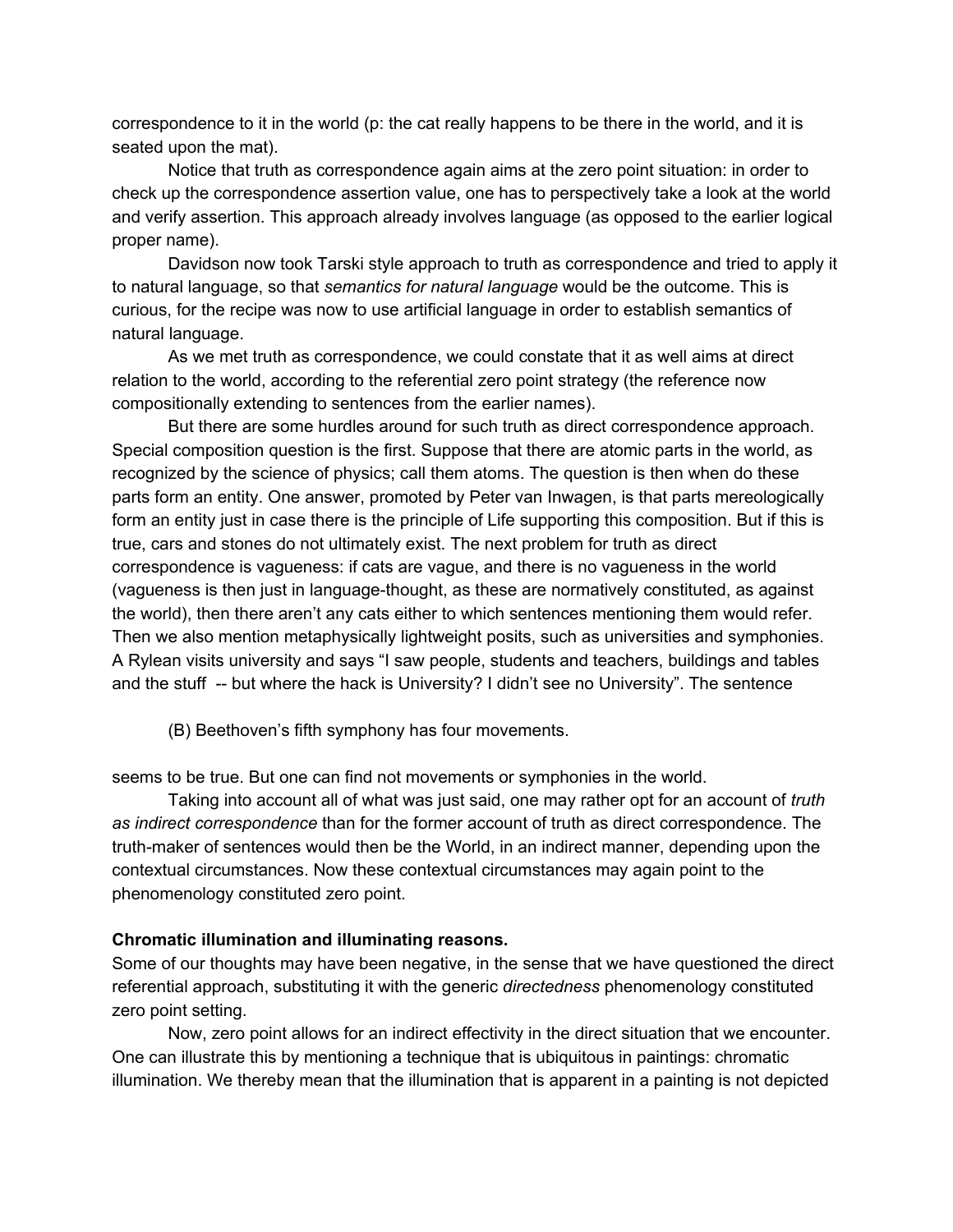correspondence to it in the world (p: the cat really happens to be there in the world, and it is seated upon the mat).

Notice that truth as correspondence again aims at the zero point situation: in order to check up the correspondence assertion value, one has to perspectively take a look at the world and verify assertion. This approach already involves language (as opposed to the earlier logical proper name).

Davidson now took Tarski style approach to truth as correspondence and tried to apply it to natural language, so that *semantics for natural language* would be the outcome. This is curious, for the recipe was now to use artificial language in order to establish semantics of natural language.

As we met truth as correspondence, we could constate that it as well aims at direct relation to the world, according to the referential zero point strategy (the reference now compositionally extending to sentences from the earlier names).

But there are some hurdles around for such truth as direct correspondence approach. Special composition question is the first. Suppose that there are atomic parts in the world, as recognized by the science of physics; call them atoms. The question is then when do these parts form an entity. One answer, promoted by Peter van Inwagen, is that parts mereologically form an entity just in case there is the principle of Life supporting this composition. But if this is true, cars and stones do not ultimately exist. The next problem for truth as direct correspondence is vagueness: if cats are vague, and there is no vagueness in the world (vagueness is then just in language-thought, as these are normatively constituted, as against the world), then there aren't any cats either to which sentences mentioning them would refer. Then we also mention metaphysically lightweight posits, such as universities and symphonies. A Rylean visits university and says "I saw people, students and teachers, buildings and tables and the stuff -- but where the hack is University? I didn't see no University". The sentence

(B) Beethoven's fifth symphony has four movements.

seems to be true. But one can find not movements or symphonies in the world.

Taking into account all of what was just said, one may rather opt for an account of *truth as indirect correspondence* than for the former account of truth as direct correspondence. The truth-maker of sentences would then be the World, in an indirect manner, depending upon the contextual circumstances. Now these contextual circumstances may again point to the phenomenology constituted zero point.

**Chromatic illumination and illuminating reasons.**

Some of our thoughts may have been negative, in the sense that we have questioned the direct referential approach, substituting it with the generic *directedness* phenomenology constituted zero point setting.

Now, zero point allows for an indirect effectivity in the direct situation that we encounter. One can illustrate this by mentioning a technique that is ubiquitous in paintings: chromatic illumination. We thereby mean that the illumination that is apparent in a painting is not depicted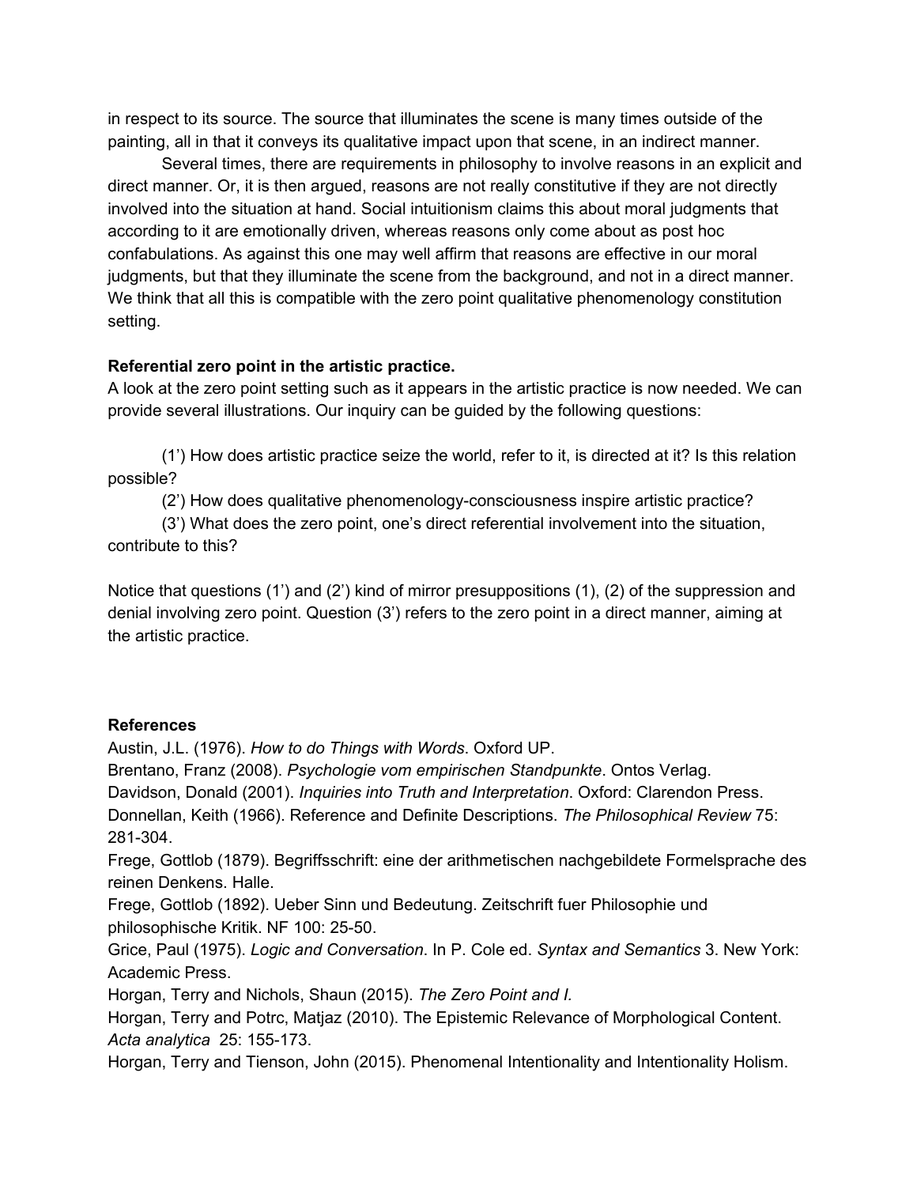in respect to its source. The source that illuminates the scene is many times outside of the painting, all in that it conveys its qualitative impact upon that scene, in an indirect manner.

Several times, there are requirements in philosophy to involve reasons in an explicit and direct manner. Or, it is then argued, reasons are not really constitutive if they are not directly involved into the situation at hand. Social intuitionism claims this about moral judgments that according to it are emotionally driven, whereas reasons only come about as post hoc confabulations. As against this one may well affirm that reasons are effective in our moral judgments, but that they illuminate the scene from the background, and not in a direct manner. We think that all this is compatible with the zero point qualitative phenomenology constitution setting.

**Referential zero point in the artistic practice.**

A look at the zero point setting such as it appears in the artistic practice is now needed. We can provide several illustrations. Our inquiry can be guided by the following questions:

(1') How does artistic practice seize the world, refer to it, is directed at it? Is this relation possible?

(2') How does qualitative phenomenology-consciousness inspire artistic practice?

(3') What does the zero point, one's direct referential involvement into the situation, contribute to this?

Notice that questions (1') and (2') kind of mirror presuppositions (1), (2) of the suppression and denial involving zero point. Question (3') refers to the zero point in a direct manner, aiming at the artistic practice.

**References**

Austin, J.L. (1976). *How to do Things with Words*. Oxford UP.

Brentano, Franz (2008). *Psychologie vom empirischen Standpunkte*. Ontos Verlag.

Davidson, Donald (2001). *Inquiries into Truth and Interpretation*. Oxford: Clarendon Press.

Donnellan, Keith (1966). Reference and Definite Descriptions. *The Philosophical Review* 75: 281-304.

Frege, Gottlob (1879). Begriffsschrift: eine der arithmetischen nachgebildete Formelsprache des reinen Denkens. Halle.

Frege, Gottlob (1892). Ueber Sinn und Bedeutung. Zeitschrift fuer Philosophie und philosophische Kritik. NF 100: 25-50.

Grice, Paul (1975). *Logic and Conversation*. In P. Cole ed. *Syntax and Semantics* 3. New York: Academic Press.

Horgan, Terry and Nichols, Shaun (2015). *The Zero Point and I.*

Horgan, Terry and Potrc, Matjaz (2010). The Epistemic Relevance of Morphological Content. *Acta analytica* 25: 155-173.

Horgan, Terry and Tienson, John (2015). Phenomenal Intentionality and Intentionality Holism.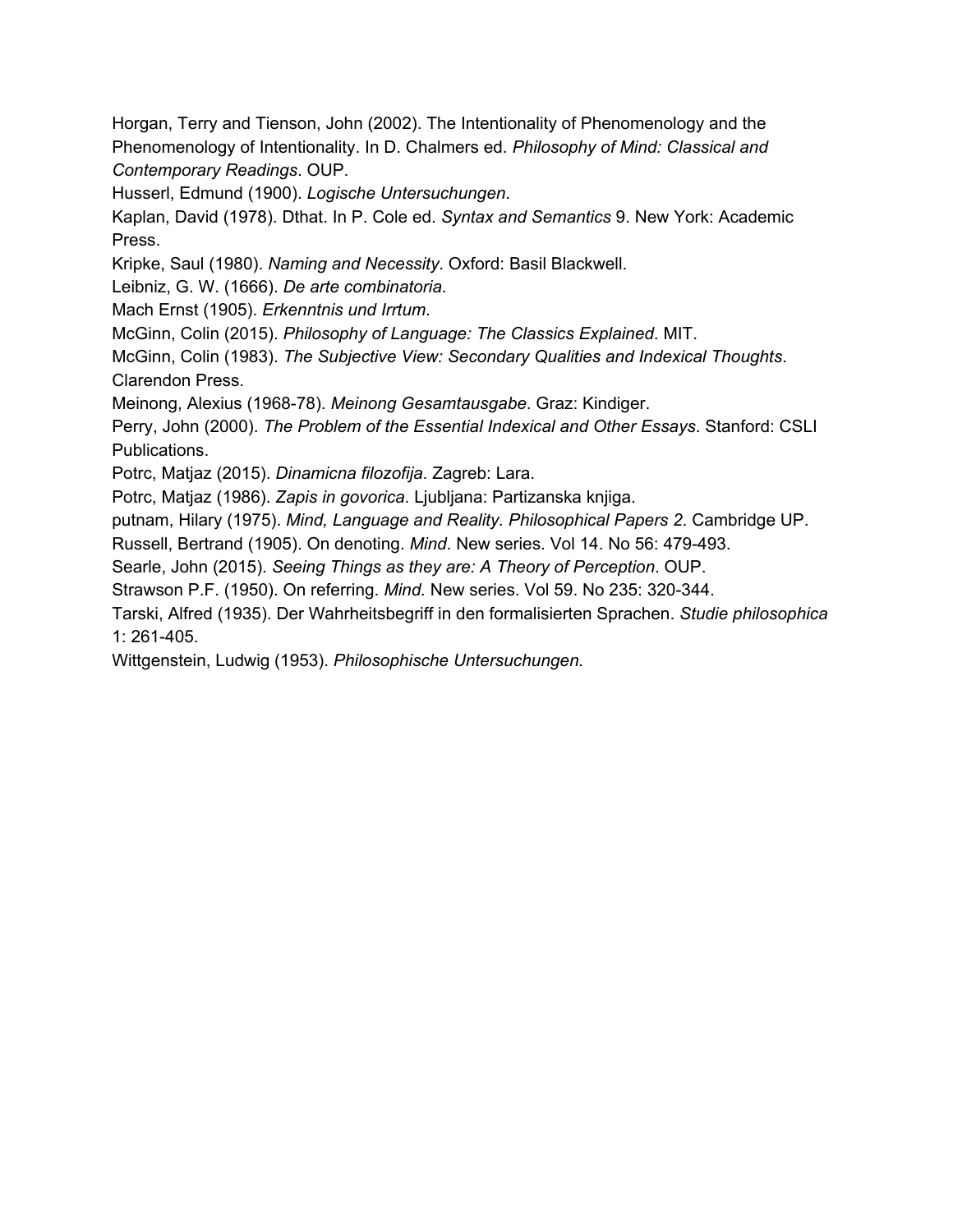Horgan, Terry and Tienson, John (2002). The Intentionality of Phenomenology and the Phenomenology of Intentionality. In D. Chalmers ed. *Philosophy of Mind: Classical and Contemporary Readings*. OUP.

Husserl, Edmund (1900). *Logische Untersuchungen*.

Kaplan, David (1978). Dthat. In P. Cole ed. *Syntax and Semantics* 9. New York: Academic Press.

Kripke, Saul (1980). *Naming and Necessity*. Oxford: Basil Blackwell.

Leibniz, G. W. (1666). *De arte combinatoria*.

Mach Ernst (1905). *Erkenntnis und Irrtum*.

McGinn, Colin (2015). *Philosophy of Language: The Classics Explained*. MIT.

McGinn, Colin (1983). *The Subjective View: Secondary Qualities and Indexical Thoughts*. Clarendon Press.

Meinong, Alexius (1968-78). *Meinong Gesamtausgabe*. Graz: Kindiger.

Perry, John (2000). *The Problem of the Essential Indexical and Other Essays*. Stanford: CSLI Publications.

Potrc, Matjaz (2015). *Dinamicna filozofija*. Zagreb: Lara.

Potrc, Matjaz (1986). *Zapis in govorica*. Ljubljana: Partizanska knjiga.

putnam, Hilary (1975). *Mind, Language and Reality. Philosophical Papers 2*. Cambridge UP.

Russell, Bertrand (1905). On denoting. *Mind*. New series. Vol 14. No 56: 479-493.

Searle, John (2015). *Seeing Things as they are: A Theory of Perception*. OUP.

Strawson P.F. (1950). On referring. *Mind*. New series. Vol 59. No 235: 320-344.

Tarski, Alfred (1935). Der Wahrheitsbegriff in den formalisierten Sprachen. *Studie philosophica* 1: 261-405.

Wittgenstein, Ludwig (1953). *Philosophische Untersuchungen.*